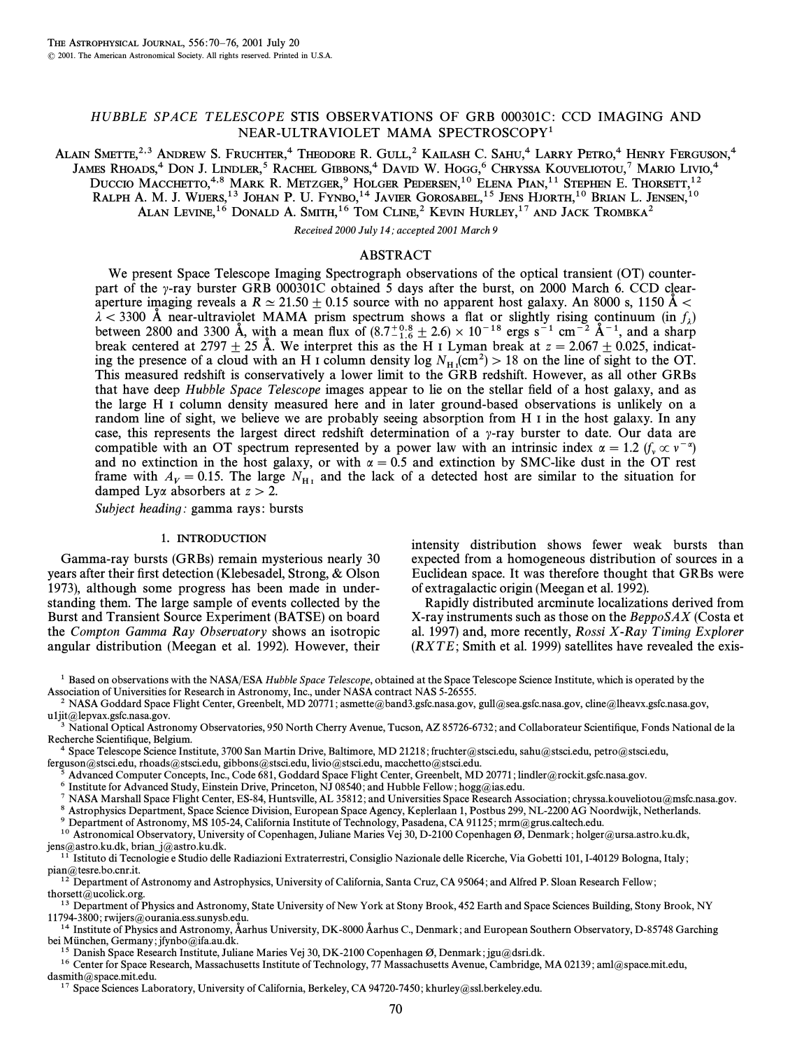# HUBBLE SPACE TELESCOPE STIS OBSERVATIONS OF GRB 000301C: CCD IMAGING AND NEAR-ULTRAVIOLET MAMA SPECTROSCOPY[1]

ALAIN SMETTE,[2,3] ANDREW S. FRUCHTER,[4] THEODORE R. GULL,[2] KAILASH C. SAHU,[4] LARRY PETRO,[4] HENRY FERGUSON,[4] JAMES RHOADS,[4] DON J. LINDLER,[5] RACHEL GIBBONS,[4] DAVID W. HOGG,[6] CHRYSSA KOUVELIOTOU,[7] MARIO LIVIO,[4] DUCCIO MACCHETTO,[4,8] MARK R. METZGER,[9] HOLGER PEDERSEN,[10] ELENA PIAN,[11] STEPHEN E. THORSETT,[12] RALPH A. M. J. WIJERS,[13] JOHAN P. U. FYNBO,[14] JAVIER GOROSABEL,[15] JENS HJORTH,[10] BRIAN L. JENSEN,[10] ALAN LEVINE,[16] DONALD A. SMITH,[16] TOM CLINE,[2] KEVIN HURLEY,[17] AND JACK TROMBKA[2]

*Received 2000 July 14; accepted 2001 March 9*

## ABSTRACT

We present Space Telescope Imaging Spectrograph observations of the optical transient (OT) counterpart of the γ-ray burster GRB 000301C obtained 5 days after the burst, on 2000 March 6. CCD clear-aperture imaging reveals a $R \simeq 21.50 \pm 0.15$ source with no apparent host galaxy. An 8000 s, 1150 Å $< \lambda <$ 3300 Å near-ultraviolet MAMA prism spectrum shows a flat or slightly rising continuum (in $f_\lambda$) between 2800 and 3300 Å, with a mean flux of $(8.7^{+0.8}_{-1.6} \pm 2.6) \times 10^{-18}$ ergs s$^{-1}$ cm$^{-2}$ Å$^{-1}$, and a sharp break centered at 2797 ± 25 Å. We interpret this as the H I Lyman break at $z = 2.067 \pm 0.025$, indicating the presence of a cloud with an H I column density $\log N_{\rm H\,I}({\rm cm}^2) > 18$ on the line of sight to the OT. This measured redshift is conservatively a lower limit to the GRB redshift. However, as all other GRBs that have deep *Hubble Space Telescope* images appear to lie on the stellar field of a host galaxy, and as the large H I column density measured here and in later ground-based observations is unlikely on a random line of sight, we believe we are probably seeing absorption from H I in the host galaxy. In any case, this represents the largest direct redshift determination of a γ-ray burster to date. Our data are compatible with an OT spectrum represented by a power law with an intrinsic index $\alpha = 1.2$ ($f_\nu \propto \nu^{-\alpha}$) and no extinction in the host galaxy, or with $\alpha = 0.5$ and extinction by SMC-like dust in the OT rest frame with $A_V = 0.15$. The large $N_{\rm H\,I}$ and the lack of a detected host are similar to the situation for damped Lyα absorbers at $z > 2$.

*Subject heading:* gamma rays: bursts

## 1. INTRODUCTION

Gamma-ray bursts (GRBs) remain mysterious nearly 30 years after their first detection (Klebesadel, Strong, & Olson 1973), although some progress has been made in understanding them. The large sample of events collected by the Burst and Transient Source Experiment (BATSE) on board the *Compton Gamma Ray Observatory* shows an isotropic angular distribution (Meegan et al. 1992). However, their intensity distribution shows fewer weak bursts than expected from a homogeneous distribution of sources in a Euclidean space. It was therefore thought that GRBs were of extragalactic origin (Meegan et al. 1992).

Rapidly distributed arcminute localizations derived from X-ray instruments such as those on the *BeppoSAX* (Costa et al. 1997) and, more recently, *Rossi X-Ray Timing Explorer* (*RXTE*; Smith et al. 1999) satellites have revealed the exis-

---

[1] Based on observations with the NASA/ESA *Hubble Space Telescope*, obtained at the Space Telescope Science Institute, which is operated by the Association of Universities for Research in Astronomy, Inc., under NASA contract NAS 5-26555.

[2] NASA Goddard Space Flight Center, Greenbelt, MD 20771; asmette@band3.gsfc.nasa.gov, gull@sea.gsfc.nasa.gov, cline@lheavx.gsfc.nasa.gov, u1jit@lepvax.gsfc.nasa.gov.

[3] National Optical Astronomy Observatories, 950 North Cherry Avenue, Tucson, AZ 85726-6732; and Collaborateur Scientifique, Fonds National de la Recherche Scientifique, Belgium.

[4] Space Telescope Science Institute, 3700 San Martin Drive, Baltimore, MD 21218; fruchter@stsci.edu, sahu@stsci.edu, petro@stsci.edu, ferguson@stsci.edu, rhoads@stsci.edu, gibbons@stsci.edu, livio@stsci.edu, macchetto@stsci.edu.

[5] Advanced Computer Concepts, Inc., Code 681, Goddard Space Flight Center, Greenbelt, MD 20771; lindler@rockit.gsfc.nasa.gov.

[6] Institute for Advanced Study, Einstein Drive, Princeton, NJ 08540; and Hubble Fellow; hogg@ias.edu.

[7] NASA Marshall Space Flight Center, ES-84, Huntsville, AL 35812; and Universities Space Research Association; chryssa.kouveliotou@msfc.nasa.gov.

[8] Astrophysics Department, Space Science Division, European Space Agency, Keplerlaan 1, Postbus 299, NL-2200 AG Noordwijk, Netherlands.

[9] Department of Astronomy, MS 105-24, California Institute of Technology, Pasadena, CA 91125; mrm@grus.caltech.edu.

[10] Astronomical Observatory, University of Copenhagen, Juliane Maries Vej 30, D-2100 Copenhagen Ø, Denmark; holger@ursa.astro.ku.dk, jens@astro.ku.dk, brian_j@astro.ku.dk.

[11] Istituto di Tecnologie e Studio delle Radiazioni Extraterrestri, Consiglio Nazionale delle Ricerche, Via Gobetti 101, I-40129 Bologna, Italy; pian@tesre.bo.cnr.it.

[12] Department of Astronomy and Astrophysics, University of California, Santa Cruz, CA 95064; and Alfred P. Sloan Research Fellow; thorsett@ucolick.org.

[13] Department of Physics and Astronomy, State University of New York at Stony Brook, 452 Earth and Space Sciences Building, Stony Brook, NY 11794-3800; rwijers@ourania.ess.sunysb.edu.

[14] Institute of Physics and Astronomy, Århus University, DK-8000 Århus C., Denmark; and European Southern Observatory, D-85748 Garching bei München, Germany; jfynbo@ifa.au.dk.

[15] Danish Space Research Institute, Juliane Maries Vej 30, DK-2100 Copenhagen Ø, Denmark; jgu@dsri.dk.

[16] Center for Space Research, Massachusetts Institute of Technology, 77 Massachusetts Avenue, Cambridge, MA 02139; aml@space.mit.edu, dasmith@space.mit.edu.

[17] Space Sciences Laboratory, University of California, Berkeley, CA 94720-7450; khurley@ssl.berkeley.edu.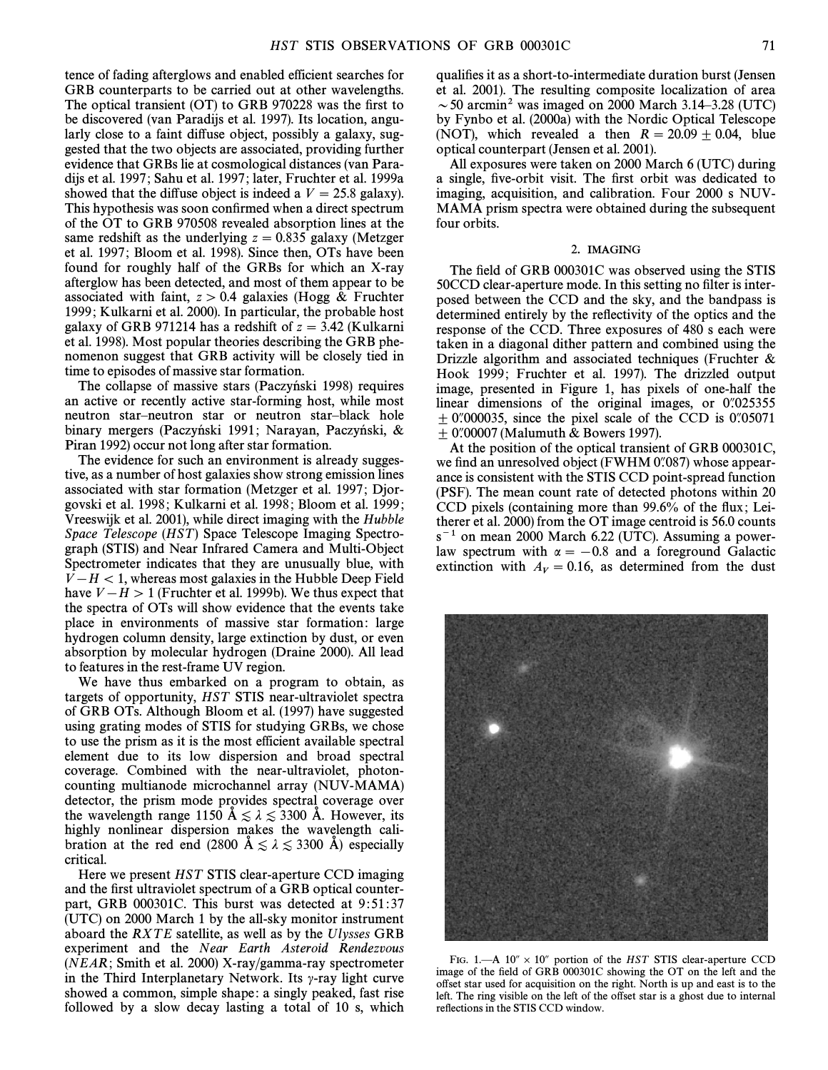tence of fading afterglows and enabled efficient searches for GRB counterparts to be carried out at other wavelengths. The optical transient (OT) to GRB 970228 was the first to be discovered (van Paradijs et al. 1997). Its location, angularly close to a faint diffuse object, possibly a galaxy, suggested that the two objects are associated, providing further evidence that GRBs lie at cosmological distances (van Paradijs et al. 1997; Sahu et al. 1997; later, Fruchter et al. 1999a showed that the diffuse object is indeed a $V = 25.8$ galaxy). This hypothesis was soon confirmed when a direct spectrum of the OT to GRB 970508 revealed absorption lines at the same redshift as the underlying $z = 0.835$ galaxy (Metzger et al. 1997; Bloom et al. 1998). Since then, OTs have been found for roughly half of the GRBs for which an X-ray afterglow has been detected, and most of them appear to be associated with faint, $z > 0.4$ galaxies (Hogg & Fruchter 1999; Kulkarni et al. 2000). In particular, the probable host galaxy of GRB 971214 has a redshift of $z = 3.42$ (Kulkarni et al. 1998). Most popular theories describing the GRB phenomenon suggest that GRB activity will be closely tied in time to episodes of massive star formation.

The collapse of massive stars (Paczyński 1998) requires an active or recently active star-forming host, while most neutron star–neutron star or neutron star–black hole binary mergers (Paczyński 1991; Narayan, Paczyński, & Piran 1992) occur not long after star formation.

The evidence for such an environment is already suggestive, as a number of host galaxies show strong emission lines associated with star formation (Metzger et al. 1997; Djorgovski et al. 1998; Kulkarni et al. 1998; Bloom et al. 1999; Vreeswijk et al. 2001), while direct imaging with the *Hubble Space Telescope* (*HST*) Space Telescope Imaging Spectrograph (STIS) and Near Infrared Camera and Multi-Object Spectrometer indicates that they are unusually blue, with $V - H < 1$, whereas most galaxies in the Hubble Deep Field have $V - H > 1$ (Fruchter et al. 1999b). We thus expect that the spectra of OTs will show evidence that the events take place in environments of massive star formation: large hydrogen column density, large extinction by dust, or even absorption by molecular hydrogen (Draine 2000). All lead to features in the rest-frame UV region.

We have thus embarked on a program to obtain, as targets of opportunity, *HST* STIS near-ultraviolet spectra of GRB OTs. Although Bloom et al. (1997) have suggested using grating modes of STIS for studying GRBs, we chose to use the prism as it is the most efficient available spectral element due to its low dispersion and broad spectral coverage. Combined with the near-ultraviolet, photon-counting multianode microchannel array (NUV-MAMA) detector, the prism mode provides spectral coverage over the wavelength range 1150 Å $\lesssim \lambda \lesssim$ 3300 Å. However, its highly nonlinear dispersion makes the wavelength calibration at the red end (2800 Å $\lesssim \lambda \lesssim$ 3300 Å) especially critical.

Here we present *HST* STIS clear-aperture CCD imaging and the first ultraviolet spectrum of a GRB optical counterpart, GRB 000301C. This burst was detected at 9:51:37 (UTC) on 2000 March 1 by the all-sky monitor instrument aboard the *RXTE* satellite, as well as by the *Ulysses* GRB experiment and the *Near Earth Asteroid Rendezvous* (*NEAR*; Smith et al. 2000) X-ray/gamma-ray spectrometer in the Third Interplanetary Network. Its $\gamma$-ray light curve showed a common, simple shape: a singly peaked, fast rise followed by a slow decay lasting a total of 10 s, which qualifies it as a short-to-intermediate duration burst (Jensen et al. 2001). The resulting composite localization of area $\sim 50$ arcmin$^2$ was imaged on 2000 March 3.14–3.28 (UTC) by Fynbo et al. (2000a) with the Nordic Optical Telescope (NOT), which revealed a then $R = 20.09 \pm 0.04$, blue optical counterpart (Jensen et al. 2001).

All exposures were taken on 2000 March 6 (UTC) during a single, five-orbit visit. The first orbit was dedicated to imaging, acquisition, and calibration. Four 2000 s NUV-MAMA prism spectra were obtained during the subsequent four orbits.

## 2. IMAGING

The field of GRB 000301C was observed using the STIS 50CCD clear-aperture mode. In this setting no filter is interposed between the CCD and the sky, and the bandpass is determined entirely by the reflectivity of the optics and the response of the CCD. Three exposures of 480 s each were taken in a diagonal dither pattern and combined using the Drizzle algorithm and associated techniques (Fruchter & Hook 1999; Fruchter et al. 1997). The drizzled output image, presented in Figure 1, has pixels of one-half the linear dimensions of the original images, or 0″.025355 $\pm$ 0″.000035, since the pixel scale of the CCD is 0″.05071 $\pm$ 0″.00007 (Malumuth & Bowers 1997).

At the position of the optical transient of GRB 000301C, we find an unresolved object (FWHM 0″.087) whose appearance is consistent with the STIS CCD point-spread function (PSF). The mean count rate of detected photons within 20 CCD pixels (containing more than 99.6% of the flux; Leitherer et al. 2000) from the OT image centroid is 56.0 counts s$^{-1}$ on mean 2000 March 6.22 (UTC). Assuming a power-law spectrum with $\alpha = -0.8$ and a foreground Galactic extinction with $A_V = 0.16$, as determined from the dust

FIG. 1.—A 10″ × 10″ portion of the *HST* STIS clear-aperture CCD image of the field of GRB 000301C showing the OT on the left and the offset star used for acquisition on the right. North is up and east is to the left. The ring visible on the left of the offset star is a ghost due to internal reflections in the STIS CCD window.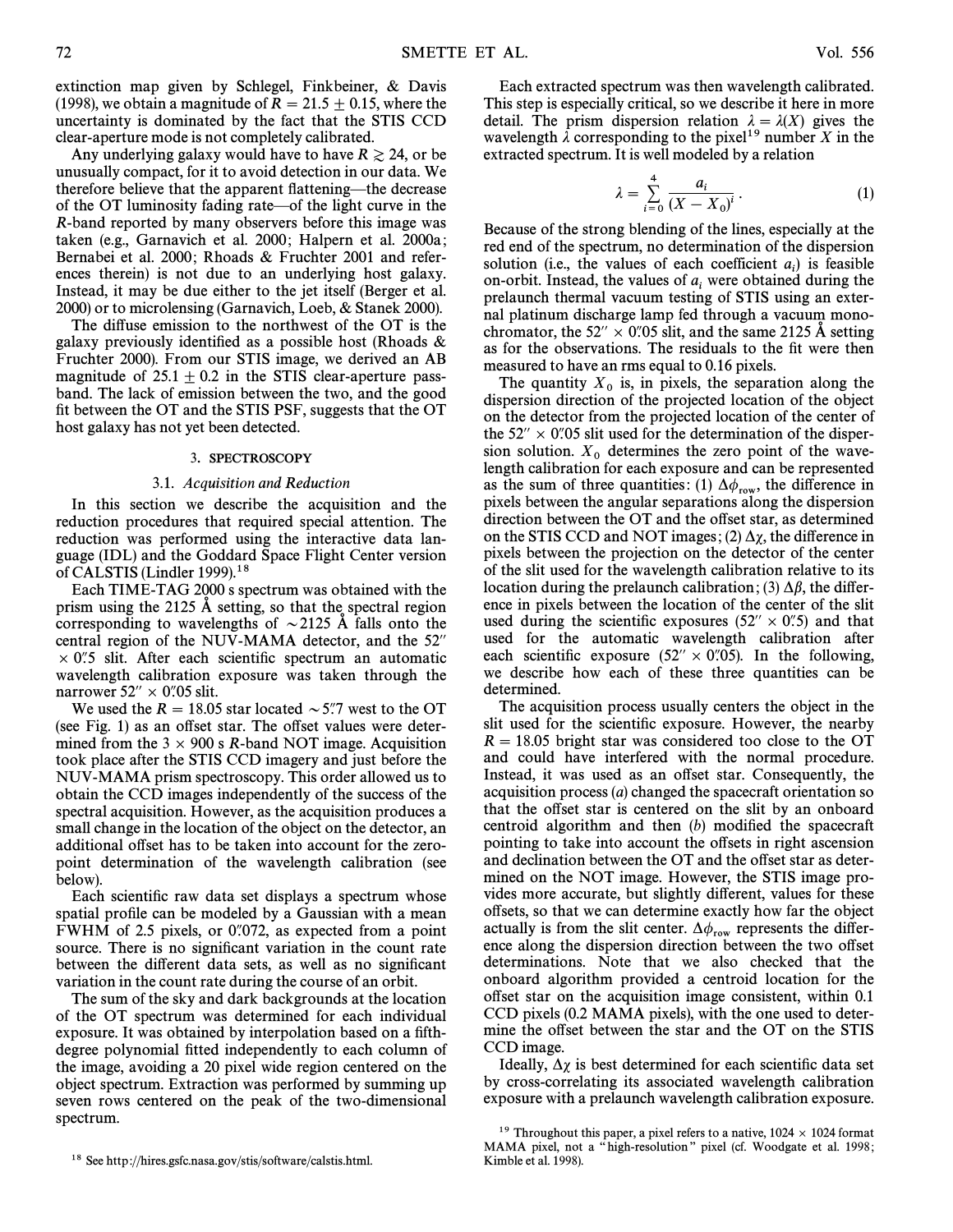extinction map given by Schlegel, Finkbeiner, & Davis (1998), we obtain a magnitude of $R = 21.5 \pm 0.15$, where the uncertainty is dominated by the fact that the STIS CCD clear-aperture mode is not completely calibrated.

Any underlying galaxy would have to have $R \gtrsim 24$, or be unusually compact, for it to avoid detection in our data. We therefore believe that the apparent flattening—the decrease of the OT luminosity fading rate—of the light curve in the $R$-band reported by many observers before this image was taken (e.g., Garnavich et al. 2000; Halpern et al. 2000a; Bernabei et al. 2000; Rhoads & Fruchter 2001 and references therein) is not due to an underlying host galaxy. Instead, it may be due either to the jet itself (Berger et al. 2000) or to microlensing (Garnavich, Loeb, & Stanek 2000).

The diffuse emission to the northwest of the OT is the galaxy previously identified as a possible host (Rhoads & Fruchter 2000). From our STIS image, we derived an AB magnitude of $25.1 \pm 0.2$ in the STIS clear-aperture passband. The lack of emission between the two, and the good fit between the OT and the STIS PSF, suggests that the OT host galaxy has not yet been detected.

## 3. SPECTROSCOPY

### 3.1. *Acquisition and Reduction*

In this section we describe the acquisition and the reduction procedures that required special attention. The reduction was performed using the interactive data language (IDL) and the Goddard Space Flight Center version of CALSTIS (Lindler 1999).[18]

Each TIME-TAG 2000 s spectrum was obtained with the prism using the 2125 Å setting, so that the spectral region corresponding to wavelengths of $\sim$2125 Å falls onto the central region of the NUV-MAMA detector, and the 52″ × 0″.5 slit. After each scientific spectrum an automatic wavelength calibration exposure was taken through the narrower 52″ × 0″.05 slit.

We used the $R = 18.05$ star located $\sim$5″.7 west to the OT (see Fig. 1) as an offset star. The offset values were determined from the 3 × 900 s $R$-band NOT image. Acquisition took place after the STIS CCD imagery and just before the NUV-MAMA prism spectroscopy. This order allowed us to obtain the CCD images independently of the success of the spectral acquisition. However, as the acquisition produces a small change in the location of the object on the detector, an additional offset has to be taken into account for the zero-point determination of the wavelength calibration (see below).

Each scientific raw data set displays a spectrum whose spatial profile can be modeled by a Gaussian with a mean FWHM of 2.5 pixels, or 0″.072, as expected from a point source. There is no significant variation in the count rate between the different data sets, as well as no significant variation in the count rate during the course of an orbit.

The sum of the sky and dark backgrounds at the location of the OT spectrum was determined for each individual exposure. It was obtained by interpolation based on a fifth-degree polynomial fitted independently to each column of the image, avoiding a 20 pixel wide region centered on the object spectrum. Extraction was performed by summing up seven rows centered on the peak of the two-dimensional spectrum.

Each extracted spectrum was then wavelength calibrated. This step is especially critical, so we describe it here in more detail. The prism dispersion relation $\lambda = \lambda(X)$ gives the wavelength $\lambda$ corresponding to the pixel[19] number $X$ in the extracted spectrum. It is well modeled by a relation

$$\lambda = \sum_{i=0}^{4} \frac{a_i}{(X - X_0)^i} . \quad (1)$$

Because of the strong blending of the lines, especially at the red end of the spectrum, no determination of the dispersion solution (i.e., the values of each coefficient $a_i$) is feasible on-orbit. Instead, the values of $a_i$ were obtained during the prelaunch thermal vacuum testing of STIS using an external platinum discharge lamp fed through a vacuum monochromator, the 52″ × 0″.05 slit, and the same 2125 Å setting as for the observations. The residuals to the fit were then measured to have an rms equal to 0.16 pixels.

The quantity $X_0$ is, in pixels, the separation along the dispersion direction of the projected location of the object on the detector from the projected location of the center of the 52″ × 0″.05 slit used for the determination of the dispersion solution. $X_0$ determines the zero point of the wavelength calibration for each exposure and can be represented as the sum of three quantities: (1) $\Delta\phi_{\rm row}$, the difference in pixels between the angular separations along the dispersion direction between the OT and the offset star, as determined on the STIS CCD and NOT images; (2) $\Delta\chi$, the difference in pixels between the projection on the detector of the center of the slit used for the wavelength calibration relative to its location during the prelaunch calibration; (3) $\Delta\beta$, the difference in pixels between the location of the center of the slit used during the scientific exposures (52″ × 0″.5) and that used for the automatic wavelength calibration after each scientific exposure (52″ × 0″.05). In the following, we describe how each of these three quantities can be determined.

The acquisition process usually centers the object in the slit used for the scientific exposure. However, the nearby $R = 18.05$ bright star was considered too close to the OT and could have interfered with the normal procedure. Instead, it was used as an offset star. Consequently, the acquisition process (*a*) changed the spacecraft orientation so that the offset star is centered on the slit by an onboard centroid algorithm and then (*b*) modified the spacecraft pointing to take into account the offsets in right ascension and declination between the OT and the offset star as determined on the NOT image. However, the STIS image provides more accurate, but slightly different, values for these offsets, so that we can determine exactly how far the object actually is from the slit center. $\Delta\phi_{\rm row}$ represents the difference along the dispersion direction between the two offset determinations. Note that we also checked that the onboard algorithm provided a centroid location for the offset star on the acquisition image consistent, within 0.1 CCD pixels (0.2 MAMA pixels), with the one used to determine the offset between the star and the OT on the STIS CCD image.

Ideally, $\Delta\chi$ is best determined for each scientific data set by cross-correlating its associated wavelength calibration exposure with a prelaunch wavelength calibration exposure.

[18] See http://hires.gsfc.nasa.gov/stis/software/calstis.html.

[19] Throughout this paper, a pixel refers to a native, 1024 × 1024 format MAMA pixel, not a "high-resolution" pixel (cf. Woodgate et al. 1998; Kimble et al. 1998).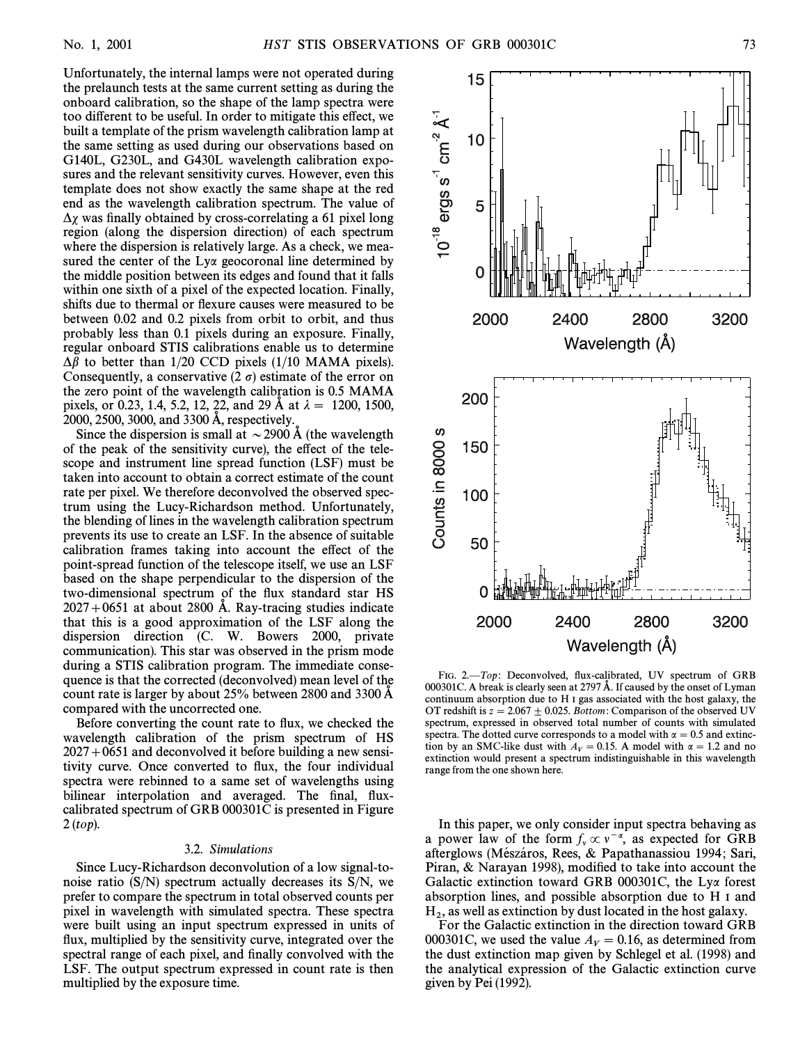Unfortunately, the internal lamps were not operated during the prelaunch tests at the same current setting as during the onboard calibration, so the shape of the lamp spectra were too different to be useful. In order to mitigate this effect, we built a template of the prism wavelength calibration lamp at the same setting as used during our observations based on G140L, G230L, and G430L wavelength calibration exposures and the relevant sensitivity curves. However, even this template does not show exactly the same shape at the red end as the wavelength calibration spectrum. The value of $\Delta\chi$ was finally obtained by cross-correlating a 61 pixel long region (along the dispersion direction) of each spectrum where the dispersion is relatively large. As a check, we measured the center of the Ly$\alpha$ geocoronal line determined by the middle position between its edges and found that it falls within one sixth of a pixel of the expected location. Finally, shifts due to thermal or flexure causes were measured to be between 0.02 and 0.2 pixels from orbit to orbit, and thus probably less than 0.1 pixels during an exposure. Finally, regular onboard STIS calibrations enable us to determine $\Delta\beta$ to better than 1/20 CCD pixels (1/10 MAMA pixels). Consequently, a conservative ($2\ \sigma$) estimate of the error on the zero point of the wavelength calibration is 0.5 MAMA pixels, or 0.23, 1.4, 5.2, 12, 22, and 29 Å at $\lambda =$ 1200, 1500, 2000, 2500, 3000, and 3300 Å, respectively.

Since the dispersion is small at $\sim 2900$ Å (the wavelength of the peak of the sensitivity curve), the effect of the telescope and instrument line spread function (LSF) must be taken into account to obtain a correct estimate of the count rate per pixel. We therefore deconvolved the observed spectrum using the Lucy-Richardson method. Unfortunately, the blending of lines in the wavelength calibration spectrum prevents its use to create an LSF. In the absence of suitable calibration frames taking into account the effect of the point-spread function of the telescope itself, we use an LSF based on the shape perpendicular to the dispersion of the two-dimensional spectrum of the flux standard star HS 2027+0651 at about 2800 Å. Ray-tracing studies indicate that this is a good approximation of the LSF along the dispersion direction (C. W. Bowers 2000, private communication). This star was observed in the prism mode during a STIS calibration program. The immediate consequence is that the corrected (deconvolved) mean level of the count rate is larger by about 25% between 2800 and 3300 Å compared with the uncorrected one.

Before converting the count rate to flux, we checked the wavelength calibration of the prism spectrum of HS 2027+0651 and deconvolved it before building a new sensitivity curve. Once converted to flux, the four individual spectra were rebinned to a same set of wavelengths using bilinear interpolation and averaged. The final, flux-calibrated spectrum of GRB 000301C is presented in Figure 2 (*top*).

### 3.2. *Simulations*

Since Lucy-Richardson deconvolution of a low signal-to-noise ratio (S/N) spectrum actually decreases its S/N, we prefer to compare the spectrum in total observed counts per pixel in wavelength with simulated spectra. These spectra were built using an input spectrum expressed in units of flux, multiplied by the sensitivity curve, integrated over the spectral range of each pixel, and finally convolved with the LSF. The output spectrum expressed in count rate is then multiplied by the exposure time.

FIG. 2.—*Top*: Deconvolved, flux-calibrated, UV spectrum of GRB 000301C. A break is clearly seen at 2797 Å. If caused by the onset of Lyman continuum absorption due to H I gas associated with the host galaxy, the OT redshift is $z = 2.067 \pm 0.025$. *Bottom*: Comparison of the observed UV spectrum, expressed in observed total number of counts with simulated spectra. The dotted curve corresponds to a model with $\alpha = 0.5$ and extinction by an SMC-like dust with $A_V = 0.15$. A model with $\alpha = 1.2$ and no extinction would present a spectrum indistinguishable in this wavelength range from the one shown here.

In this paper, we only consider input spectra behaving as a power law of the form $f_\nu \propto \nu^{-\alpha}$, as expected for GRB afterglows (Mészáros, Rees, & Papathanassiou 1994; Sari, Piran, & Narayan 1998), modified to take into account the Galactic extinction toward GRB 000301C, the Ly$\alpha$ forest absorption lines, and possible absorption due to H I and $H_2$, as well as extinction by dust located in the host galaxy.

For the Galactic extinction in the direction toward GRB 000301C, we used the value $A_V = 0.16$, as determined from the dust extinction map given by Schlegel et al. (1998) and the analytical expression of the Galactic extinction curve given by Pei (1992).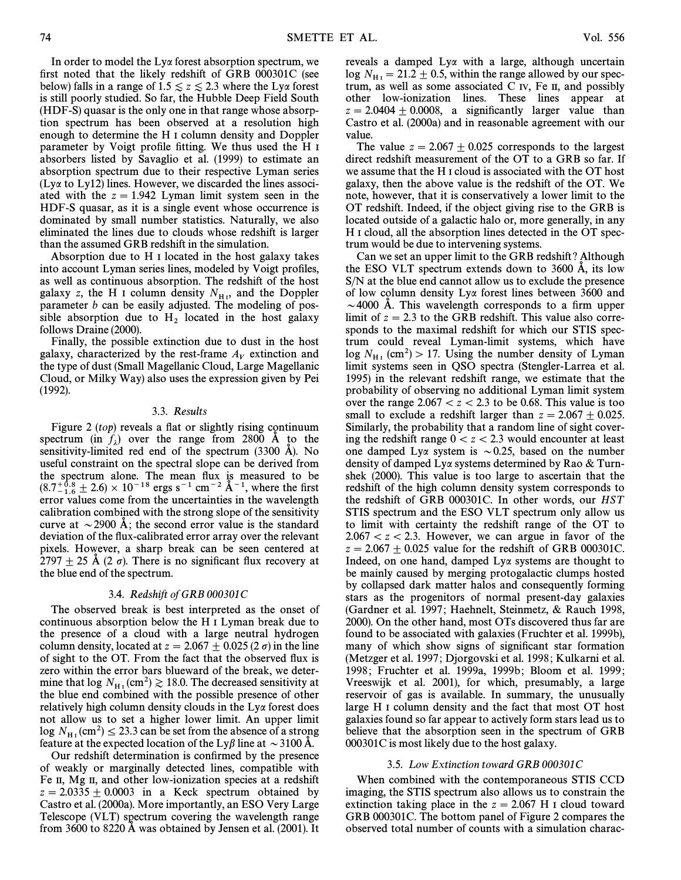In order to model the Ly$\alpha$ forest absorption spectrum, we first noted that the likely redshift of GRB 000301C (see below) falls in a range of $1.5 \lesssim z \lesssim 2.3$ where the Ly$\alpha$ forest is still poorly studied. So far, the Hubble Deep Field South (HDF-S) quasar is the only one in that range whose absorption spectrum has been observed at a resolution high enough to determine the H I column density and Doppler parameter by Voigt profile fitting. We thus used the H I absorbers listed by Savaglio et al. (1999) to estimate an absorption spectrum due to their respective Lyman series (Ly$\alpha$ to Ly12) lines. However, we discarded the lines associated with the $z = 1.942$ Lyman limit system seen in the HDF-S quasar, as it is a single event whose occurrence is dominated by small number statistics. Naturally, we also eliminated the lines due to clouds whose redshift is larger than the assumed GRB redshift in the simulation.

Absorption due to H I located in the host galaxy takes into account Lyman series lines, modeled by Voigt profiles, as well as continuous absorption. The redshift of the host galaxy $z$, the H I column density $N_{\rm H\,I}$, and the Doppler parameter $b$ can be easily adjusted. The modeling of possible absorption due to $H_2$ located in the host galaxy follows Draine (2000).

Finally, the possible extinction due to dust in the host galaxy, characterized by the rest-frame $A_V$ extinction and the type of dust (Small Magellanic Cloud, Large Magellanic Cloud, or Milky Way) also uses the expression given by Pei (1992).

### 3.3. *Results*

Figure 2 (*top*) reveals a flat or slightly rising continuum spectrum (in $f_\lambda$) over the range from 2800 Å to the sensitivity-limited red end of the spectrum (3300 Å). No useful constraint on the spectral slope can be derived from the spectrum alone. The mean flux is measured to be $(8.7^{+0.8}_{-1.6} \pm 2.6) \times 10^{-18}$ ergs s$^{-1}$ cm$^{-2}$ Å$^{-1}$, where the first error values come from the uncertainties in the wavelength calibration combined with the strong slope of the sensitivity curve at $\sim$2900 Å; the second error value is the standard deviation of the flux-calibrated error array over the relevant pixels. However, a sharp break can be seen centered at $2797 \pm 25$ Å (2 $\sigma$). There is no significant flux recovery at the blue end of the spectrum.

### 3.4. *Redshift of GRB 000301C*

The observed break is best interpreted as the onset of continuous absorption below the H I Lyman break due to the presence of a cloud with a large neutral hydrogen column density, located at $z = 2.067 \pm 0.025$ (2 $\sigma$) in the line of sight to the OT. From the fact that the observed flux is zero within the error bars blueward of the break, we determine that $\log N_{\rm H\,I}\,({\rm cm}^2) \gtrsim 18.0$. The decreased sensitivity at the blue end combined with the possible presence of other relatively high column density clouds in the Ly$\alpha$ forest does not allow us to set a higher lower limit. An upper limit $\log N_{\rm H\,I}\,({\rm cm}^2) \leq 23.3$ can be set from the absence of a strong feature at the expected location of the Ly$\beta$ line at $\sim$3100 Å.

Our redshift determination is confirmed by the presence of weakly or marginally detected lines, compatible with Fe II, Mg II, and other low-ionization species at a redshift $z = 2.0335 \pm 0.0003$ in a Keck spectrum obtained by Castro et al. (2000a). More importantly, an ESO Very Large Telescope (VLT) spectrum covering the wavelength range from 3600 to 8220 Å was obtained by Jensen et al. (2001). It reveals a damped Ly$\alpha$ with a large, although uncertain $\log N_{\rm H\,I} = 21.2 \pm 0.5$, within the range allowed by our spectrum, as well as some associated C IV, Fe II, and possibly other low-ionization lines. These lines appear at $z = 2.0404 \pm 0.0008$, a significantly larger value than Castro et al. (2000a) and in reasonable agreement with our value.

The value $z = 2.067 \pm 0.025$ corresponds to the largest direct redshift measurement of the OT to a GRB so far. If we assume that the H I cloud is associated with the OT host galaxy, then the above value is the redshift of the OT. We note, however, that it is conservatively a lower limit to the OT redshift. Indeed, if the object giving rise to the GRB is located outside of a galactic halo or, more generally, in any H I cloud, all the absorption lines detected in the OT spectrum would be due to intervening systems.

Can we set an upper limit to the GRB redshift? Although the ESO VLT spectrum extends down to 3600 Å, its low S/N at the blue end cannot allow us to exclude the presence of low column density Ly$\alpha$ forest lines between 3600 and $\sim$4000 Å. This wavelength corresponds to a firm upper limit of $z = 2.3$ to the GRB redshift. This value also corresponds to the maximal redshift for which our STIS spectrum could reveal Lyman-limit systems, which have $\log N_{\rm H\,I}\,({\rm cm}^2) > 17$. Using the number density of Lyman limit systems seen in QSO spectra (Stengler-Larrea et al. 1995) in the relevant redshift range, we estimate that the probability of observing no additional Lyman limit system over the range $2.067 < z < 2.3$ to be 0.68. This value is too small to exclude a redshift larger than $z = 2.067 \pm 0.025$. Similarly, the probability that a random line of sight covering the redshift range $0 < z < 2.3$ would encounter at least one damped Ly$\alpha$ system is $\sim$0.25, based on the number density of damped Ly$\alpha$ systems determined by Rao & Turnshek (2000). This value is too large to ascertain that the redshift of the high column density system corresponds to the redshift of GRB 000301C. In other words, our *HST* STIS spectrum and the ESO VLT spectrum only allow us to limit with certainty the redshift range of the OT to $2.067 < z < 2.3$. However, we can argue in favor of the $z = 2.067 \pm 0.025$ value for the redshift of GRB 000301C. Indeed, on one hand, damped Ly$\alpha$ systems are thought to be mainly caused by merging protogalactic clumps hosted by collapsed dark matter halos and consequently forming stars as the progenitors of normal present-day galaxies (Gardner et al. 1997; Haehnelt, Steinmetz, & Rauch 1998, 2000). On the other hand, most OTs discovered thus far are found to be associated with galaxies (Fruchter et al. 1999b), many of which show signs of significant star formation (Metzger et al. 1997; Djorgovski et al. 1998; Kulkarni et al. 1998; Fruchter et al. 1999a, 1999b; Bloom et al. 1999; Vreeswijk et al. 2001), for which, presumably, a large reservoir of gas is available. In summary, the unusually large H I column density and the fact that most OT host galaxies found so far appear to actively form stars lead us to believe that the absorption seen in the spectrum of GRB 000301C is most likely due to the host galaxy.

### 3.5. *Low Extinction toward GRB 000301C*

When combined with the contemporaneous STIS CCD imaging, the STIS spectrum also allows us to constrain the extinction taking place in the $z = 2.067$ H I cloud toward GRB 000301C. The bottom panel of Figure 2 compares the observed total number of counts with a simulation charac-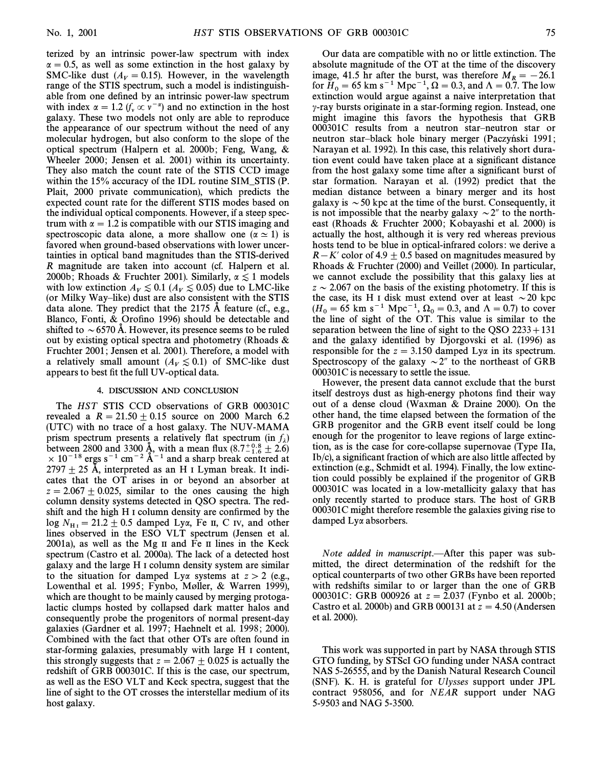terized by an intrinsic power-law spectrum with index $\alpha = 0.5$, as well as some extinction in the host galaxy by SMC-like dust ($A_V = 0.15$). However, in the wavelength range of the STIS spectrum, such a model is indistinguishable from one defined by an intrinsic power-law spectrum with index $\alpha = 1.2$ ($f_\nu \propto \nu^{-\alpha}$) and no extinction in the host galaxy. These two models not only are able to reproduce the appearance of our spectrum without the need of any molecular hydrogen, but also conform to the slope of the optical spectrum (Halpern et al. 2000b; Feng, Wang, & Wheeler 2000; Jensen et al. 2001) within its uncertainty. They also match the count rate of the STIS CCD image within the 15% accuracy of the IDL routine SIM_STIS (P. Plait, 2000 private communication), which predicts the expected count rate for the different STIS modes based on the individual optical components. However, if a steep spectrum with $\alpha = 1.2$ is compatible with our STIS imaging and spectroscopic data alone, a more shallow one ($\alpha \simeq 1$) is favored when ground-based observations with lower uncertainties in optical band magnitudes than the STIS-derived $R$ magnitude are taken into account (cf. Halpern et al. 2000b; Rhoads & Fruchter 2001). Similarly, $\alpha \lesssim 1$ models with low extinction $A_V \lesssim 0.1$ ($A_V \lesssim 0.05$) due to LMC-like (or Milky Way–like) dust are also consistent with the STIS data alone. They predict that the 2175 Å feature (cf., e.g., Blanco, Fonti, & Orofino 1996) should be detectable and shifted to $\sim 6570$ Å. However, its presence seems to be ruled out by existing optical spectra and photometry (Rhoads & Fruchter 2001; Jensen et al. 2001). Therefore, a model with a relatively small amount ($A_V \lesssim 0.1$) of SMC-like dust appears to best fit the full UV-optical data.

## 4. DISCUSSION AND CONCLUSION

The *HST* STIS CCD observations of GRB 000301C revealed a $R = 21.50 \pm 0.15$ source on 2000 March 6.2 (UTC) with no trace of a host galaxy. The NUV-MAMA prism spectrum presents a relatively flat spectrum (in $f_\lambda$) between 2800 and 3300 Å, with a mean flux $(8.7^{+0.8}_{-1.6} \pm 2.6) \times 10^{-18}$ ergs s$^{-1}$ cm$^{-2}$ Å$^{-1}$ and a sharp break centered at $2797 \pm 25$ Å, interpreted as an H I Lyman break. It indicates that the OT arises in or beyond an absorber at $z = 2.067 \pm 0.025$, similar to the ones causing the high column density systems detected in QSO spectra. The redshift and the high H I column density are confirmed by the $\log N_{\rm H\,I} = 21.2 \pm 0.5$ damped Ly$\alpha$, Fe II, C IV, and other lines observed in the ESO VLT spectrum (Jensen et al. 2001a), as well as the Mg II and Fe II lines in the Keck spectrum (Castro et al. 2000a). The lack of a detected host galaxy and the large H I column density system are similar to the situation for damped Ly$\alpha$ systems at $z > 2$ (e.g., Lowenthal et al. 1995; Fynbo, Møller, & Warren 1999), which are thought to be mainly caused by merging protogalactic clumps hosted by collapsed dark matter halos and consequently probe the progenitors of normal present-day galaxies (Gardner et al. 1997; Haehnelt et al. 1998; 2000). Combined with the fact that other OTs are often found in star-forming galaxies, presumably with large H I content, this strongly suggests that $z = 2.067 \pm 0.025$ is actually the redshift of GRB 000301C. If this is the case, our spectrum, as well as the ESO VLT and Keck spectra, suggest that the line of sight to the OT crosses the interstellar medium of its host galaxy.

Our data are compatible with no or little extinction. The absolute magnitude of the OT at the time of the discovery image, 41.5 hr after the burst, was therefore $M_R = -26.1$ for $H_0 = 65$ km s$^{-1}$ Mpc$^{-1}$, $\Omega = 0.3$, and $\Lambda = 0.7$. The low extinction would argue against a naive interpretation that $\gamma$-ray bursts originate in a star-forming region. Instead, one might imagine this favors the hypothesis that GRB 000301C results from a neutron star–neutron star or neutron star–black hole binary merger (Paczyński 1991; Narayan et al. 1992). In this case, this relatively short duration event could have taken place at a significant distance from the host galaxy some time after a significant burst of star formation. Narayan et al. (1992) predict that the median distance between a binary merger and its host galaxy is $\sim 50$ kpc at the time of the burst. Consequently, it is not impossible that the nearby galaxy $\sim 2''$ to the northeast (Rhoads & Fruchter 2000; Kobayashi et al. 2000) is actually the host, although it is very red whereas previous hosts tend to be blue in optical-infrared colors: we derive a $R - K'$ color of $4.9 \pm 0.5$ based on magnitudes measured by Rhoads & Fruchter (2000) and Veillet (2000). In particular, we cannot exclude the possibility that this galaxy lies at $z \sim 2.067$ on the basis of the existing photometry. If this is the case, its H I disk must extend over at least $\sim 20$ kpc ($H_0 = 65$ km s$^{-1}$ Mpc$^{-1}$, $\Omega_0 = 0.3$, and $\Lambda = 0.7$) to cover the line of sight of the OT. This value is similar to the separation between the line of sight to the QSO 2233+131 and the galaxy identified by Djorgovski et al. (1996) as responsible for the $z = 3.150$ damped Ly$\alpha$ in its spectrum. Spectroscopy of the galaxy $\sim 2''$ to the northeast of GRB 000301C is necessary to settle the issue.

However, the present data cannot exclude that the burst itself destroys dust as high-energy photons find their way out of a dense cloud (Waxman & Draine 2000). On the other hand, the time elapsed between the formation of the GRB progenitor and the GRB event itself could be long enough for the progenitor to leave regions of large extinction, as is the case for core-collapse supernovae (Type IIa, Ib/c), a significant fraction of which are also little affected by extinction (e.g., Schmidt et al. 1994). Finally, the low extinction could possibly be explained if the progenitor of GRB 000301C was located in a low-metallicity galaxy that has only recently started to produce stars. The host of GRB 000301C might therefore resemble the galaxies giving rise to damped Ly$\alpha$ absorbers.

*Note added in manuscript.*—After this paper was submitted, the direct determination of the redshift for the optical counterparts of two other GRBs have been reported with redshifts similar to or larger than the one of GRB 000301C: GRB 000926 at $z = 2.037$ (Fynbo et al. 2000b; Castro et al. 2000b) and GRB 000131 at $z = 4.50$ (Andersen et al. 2000).

This work was supported in part by NASA through STIS GTO funding, by STScI GO funding under NASA contract NAS 5-26555, and by the Danish Natural Research Council (SNF). K. H. is grateful for *Ulysses* support under JPL contract 958056, and for *NEAR* support under NAG 5-9503 and NAG 5-3500.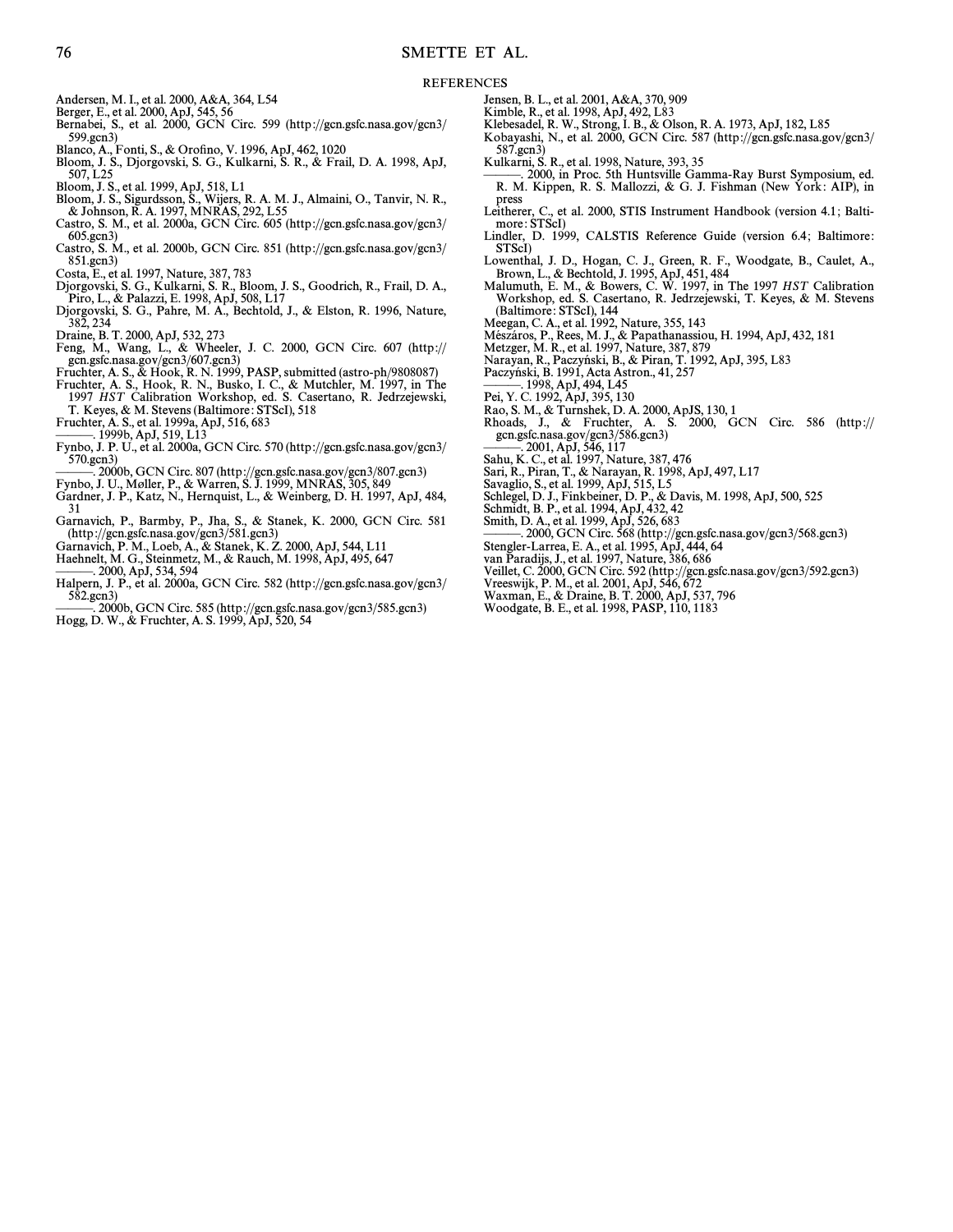## REFERENCES

Andersen, M. I., et al. 2000, A&A, 364, L54

Berger, E., et al. 2000, ApJ, 545, 56

Bernabei, S., et al. 2000, GCN Circ. 599 (http://gcn.gsfc.nasa.gov/gcn3/599.gcn3)

Blanco, A., Fonti, S., & Orofino, V. 1996, ApJ, 462, 1020

Bloom, J. S., Djorgovski, S. G., Kulkarni, S. R., & Frail, D. A. 1998, ApJ, 507, L25

Bloom, J. S., et al. 1999, ApJ, 518, L1

Bloom, J. S., Sigurdsson, S., Wijers, R. A. M. J., Almaini, O., Tanvir, N. R., & Johnson, R. A. 1997, MNRAS, 292, L55

Castro, S. M., et al. 2000a, GCN Circ. 605 (http://gcn.gsfc.nasa.gov/gcn3/605.gcn3)

Castro, S. M., et al. 2000b, GCN Circ. 851 (http://gcn.gsfc.nasa.gov/gcn3/851.gcn3)

Costa, E., et al. 1997, Nature, 387, 783

Djorgovski, S. G., Kulkarni, S. R., Bloom, J. S., Goodrich, R., Frail, D. A., Piro, L., & Palazzi, E. 1998, ApJ, 508, L17

Djorgovski, S. G., Pahre, M. A., Bechtold, J., & Elston, R. 1996, Nature, 382, 234

Draine, B. T. 2000, ApJ, 532, 273

Feng, M., Wang, L., & Wheeler, J. C. 2000, GCN Circ. 607 (http://gcn.gsfc.nasa.gov/gcn3/607.gcn3)

Fruchter, A. S., & Hook, R. N. 1999, PASP, submitted (astro-ph/9808087)

Fruchter, A. S., Hook, R. N., Busko, I. C., & Mutchler, M. 1997, in The 1997 *HST* Calibration Workshop, ed. S. Casertano, R. Jedrzejewski, T. Keyes, & M. Stevens (Baltimore: STScI), 518

Fruchter, A. S., et al. 1999a, ApJ, 516, 683

———. 1999b, ApJ, 519, L13

Fynbo, J. P. U., et al. 2000a, GCN Circ. 570 (http://gcn.gsfc.nasa.gov/gcn3/570.gcn3)

———. 2000b, GCN Circ. 807 (http://gcn.gsfc.nasa.gov/gcn3/807.gcn3)

Fynbo, J. U., Møller, P., & Warren, S. J. 1999, MNRAS, 305, 849

Gardner, J. P., Katz, N., Hernquist, L., & Weinberg, D. H. 1997, ApJ, 484, 31

Garnavich, P., Barmby, P., Jha, S., & Stanek, K. 2000, GCN Circ. 581 (http://gcn.gsfc.nasa.gov/gcn3/581.gcn3)

Garnavich, P. M., Loeb, A., & Stanek, K. Z. 2000, ApJ, 544, L11

Haehnelt, M. G., Steinmetz, M., & Rauch, M. 1998, ApJ, 495, 647

———. 2000, ApJ, 534, 594

Halpern, J. P., et al. 2000a, GCN Circ. 582 (http://gcn.gsfc.nasa.gov/gcn3/582.gcn3)

———. 2000b, GCN Circ. 585 (http://gcn.gsfc.nasa.gov/gcn3/585.gcn3)

Hogg, D. W., & Fruchter, A. S. 1999, ApJ, 520, 54

Jensen, B. L., et al. 2001, A&A, 370, 909

Kimble, R., et al. 1998, ApJ, 492, L83

Klebesadel, R. W., Strong, I. B., & Olson, R. A. 1973, ApJ, 182, L85

Kobayashi, N., et al. 2000, GCN Circ. 587 (http://gcn.gsfc.nasa.gov/gcn3/587.gcn3)

Kulkarni, S. R., et al. 1998, Nature, 393, 35

———. 2000, in Proc. 5th Huntsville Gamma-Ray Burst Symposium, ed. R. M. Kippen, R. S. Mallozzi, & G. J. Fishman (New York: AIP), in press

Leitherer, C., et al. 2000, STIS Instrument Handbook (version 4.1; Baltimore: STScI)

Lindler, D. 1999, CALSTIS Reference Guide (version 6.4; Baltimore: STScI)

Lowenthal, J. D., Hogan, C. J., Green, R. F., Woodgate, B., Caulet, A., Brown, L., & Bechtold, J. 1995, ApJ, 451, 484

Malumuth, E. M., & Bowers, C. W. 1997, in The 1997 *HST* Calibration Workshop, ed. S. Casertano, R. Jedrzejewski, T. Keyes, & M. Stevens (Baltimore: STScI), 144

Meegan, C. A., et al. 1992, Nature, 355, 143

Mészáros, P., Rees, M. J., & Papathanassiou, H. 1994, ApJ, 432, 181

Metzger, M. R., et al. 1997, Nature, 387, 879

Narayan, R., Paczyński, B., & Piran, T. 1992, ApJ, 395, L83

Paczyński, B. 1991, Acta Astron., 41, 257

———. 1998, ApJ, 494, L45

Pei, Y. C. 1992, ApJ, 395, 130

Rao, S. M., & Turnshek, D. A. 2000, ApJS, 130, 1

Rhoads, J., & Fruchter, A. S. 2000, GCN Circ. 586 (http://gcn.gsfc.nasa.gov/gcn3/586.gcn3)

———. 2001, ApJ, 546, 117

Sahu, K. C., et al. 1997, Nature, 387, 476

Sari, R., Piran, T., & Narayan, R. 1998, ApJ, 497, L17

Savaglio, S., et al. 1999, ApJ, 515, L5

Schlegel, D. J., Finkbeiner, D. P., & Davis, M. 1998, ApJ, 500, 525

Schmidt, B. P., et al. 1994, ApJ, 432, 42

Smith, D. A., et al. 1999, ApJ, 526, 683

———. 2000, GCN Circ. 568 (http://gcn.gsfc.nasa.gov/gcn3/568.gcn3)

Stengler-Larrea, E. A., et al. 1995, ApJ, 444, 64

van Paradijs, J., et al. 1997, Nature, 386, 686

Veillet, C. 2000, GCN Circ. 592 (http://gcn.gsfc.nasa.gov/gcn3/592.gcn3)

Vreeswijk, P. M., et al. 2001, ApJ, 546, 672

Waxman, E., & Draine, B. T. 2000, ApJ, 537, 796

Woodgate, B. E., et al. 1998, PASP, 110, 1183